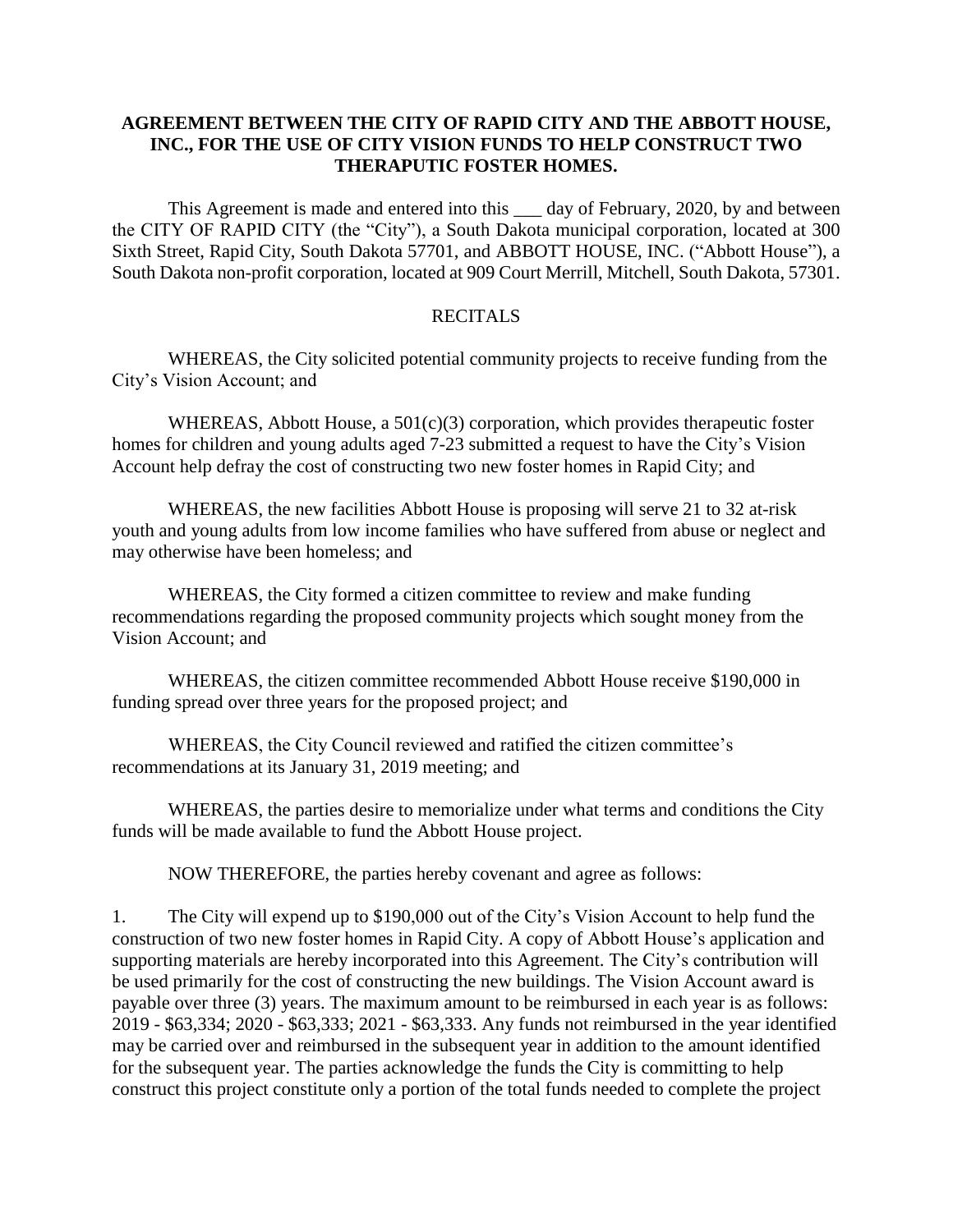**AGREEMENT BETWEEN THE CITY OF RAPID CITY AND THE ABBOTT HOUSE, INC., FOR THE USE OF CITY VISION FUNDS TO HELP CONSTRUCT TWO THERAPUTIC FOSTER HOMES.**

This Agreement is made and entered into this ___ day of February, 2020, by and between the CITY OF RAPID CITY (the "City"), a South Dakota municipal corporation, located at 300 Sixth Street, Rapid City, South Dakota 57701, and ABBOTT HOUSE, INC. ("Abbott House"), a South Dakota non-profit corporation, located at 909 Court Merrill, Mitchell, South Dakota, 57301.

RECITALS

WHEREAS, the City solicited potential community projects to receive funding from the City's Vision Account; and

WHEREAS, Abbott House, a 501(c)(3) corporation, which provides therapeutic foster homes for children and young adults aged 7-23 submitted a request to have the City's Vision Account help defray the cost of constructing two new foster homes in Rapid City; and

WHEREAS, the new facilities Abbott House is proposing will serve 21 to 32 at-risk youth and young adults from low income families who have suffered from abuse or neglect and may otherwise have been homeless; and

WHEREAS, the City formed a citizen committee to review and make funding recommendations regarding the proposed community projects which sought money from the Vision Account; and

WHEREAS, the citizen committee recommended Abbott House receive $190,000 in funding spread over three years for the proposed project; and

WHEREAS, the City Council reviewed and ratified the citizen committee's recommendations at its January 31, 2019 meeting; and

WHEREAS, the parties desire to memorialize under what terms and conditions the City funds will be made available to fund the Abbott House project.

NOW THEREFORE, the parties hereby covenant and agree as follows:

1. The City will expend up to $190,000 out of the City's Vision Account to help fund the construction of two new foster homes in Rapid City. A copy of Abbott House's application and supporting materials are hereby incorporated into this Agreement. The City's contribution will be used primarily for the cost of constructing the new buildings. The Vision Account award is payable over three (3) years. The maximum amount to be reimbursed in each year is as follows: 2019 - $63,334; 2020 - $63,333; 2021 - $63,333. Any funds not reimbursed in the year identified may be carried over and reimbursed in the subsequent year in addition to the amount identified for the subsequent year. The parties acknowledge the funds the City is committing to help construct this project constitute only a portion of the total funds needed to complete the project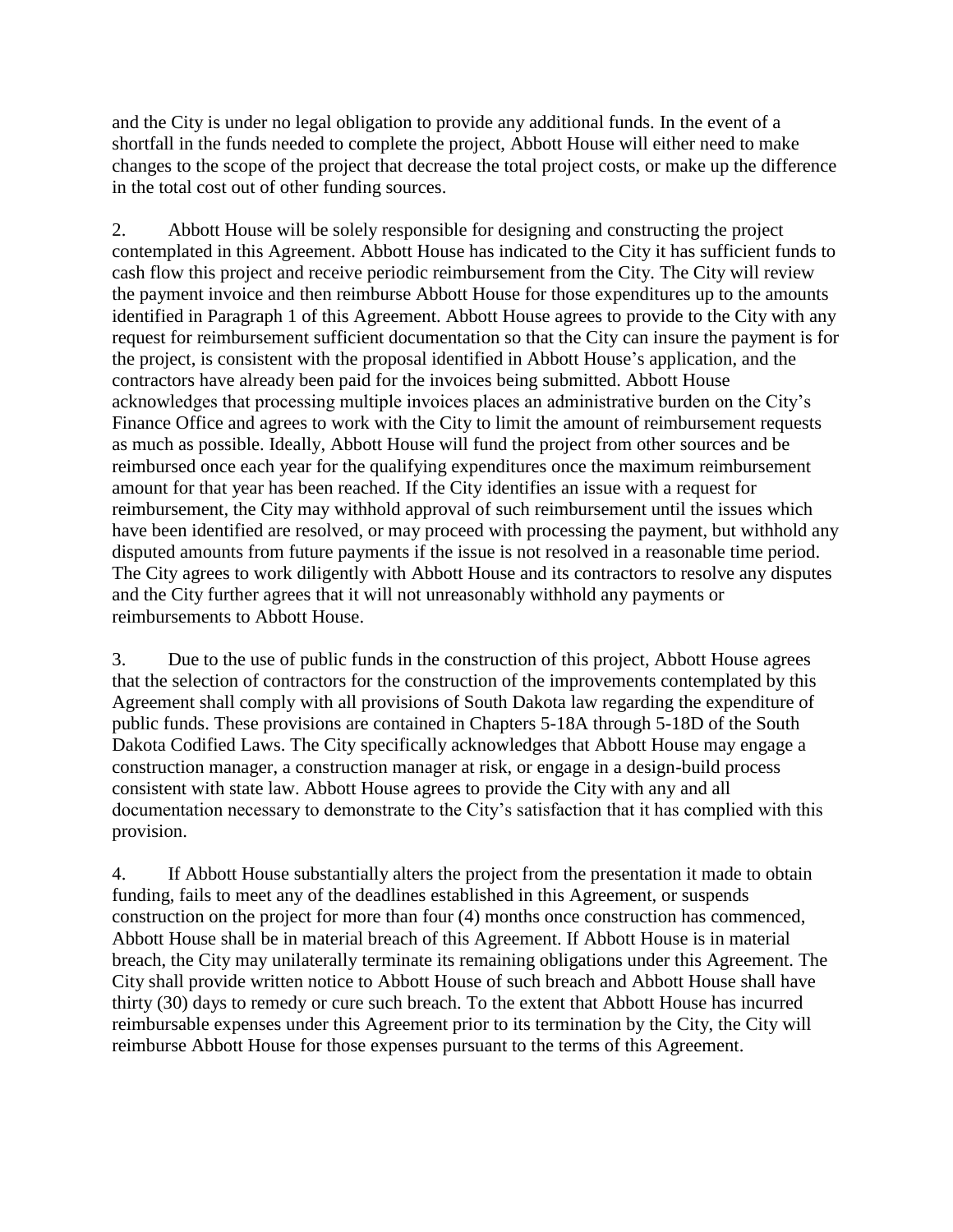and the City is under no legal obligation to provide any additional funds. In the event of a shortfall in the funds needed to complete the project, Abbott House will either need to make changes to the scope of the project that decrease the total project costs, or make up the difference in the total cost out of other funding sources.

2. Abbott House will be solely responsible for designing and constructing the project contemplated in this Agreement. Abbott House has indicated to the City it has sufficient funds to cash flow this project and receive periodic reimbursement from the City. The City will review the payment invoice and then reimburse Abbott House for those expenditures up to the amounts identified in Paragraph 1 of this Agreement. Abbott House agrees to provide to the City with any request for reimbursement sufficient documentation so that the City can insure the payment is for the project, is consistent with the proposal identified in Abbott House's application, and the contractors have already been paid for the invoices being submitted. Abbott House acknowledges that processing multiple invoices places an administrative burden on the City's Finance Office and agrees to work with the City to limit the amount of reimbursement requests as much as possible. Ideally, Abbott House will fund the project from other sources and be reimbursed once each year for the qualifying expenditures once the maximum reimbursement amount for that year has been reached. If the City identifies an issue with a request for reimbursement, the City may withhold approval of such reimbursement until the issues which have been identified are resolved, or may proceed with processing the payment, but withhold any disputed amounts from future payments if the issue is not resolved in a reasonable time period. The City agrees to work diligently with Abbott House and its contractors to resolve any disputes and the City further agrees that it will not unreasonably withhold any payments or reimbursements to Abbott House.

3. Due to the use of public funds in the construction of this project, Abbott House agrees that the selection of contractors for the construction of the improvements contemplated by this Agreement shall comply with all provisions of South Dakota law regarding the expenditure of public funds. These provisions are contained in Chapters 5-18A through 5-18D of the South Dakota Codified Laws. The City specifically acknowledges that Abbott House may engage a construction manager, a construction manager at risk, or engage in a design-build process consistent with state law. Abbott House agrees to provide the City with any and all documentation necessary to demonstrate to the City's satisfaction that it has complied with this provision.

4. If Abbott House substantially alters the project from the presentation it made to obtain funding, fails to meet any of the deadlines established in this Agreement, or suspends construction on the project for more than four (4) months once construction has commenced, Abbott House shall be in material breach of this Agreement. If Abbott House is in material breach, the City may unilaterally terminate its remaining obligations under this Agreement. The City shall provide written notice to Abbott House of such breach and Abbott House shall have thirty (30) days to remedy or cure such breach. To the extent that Abbott House has incurred reimbursable expenses under this Agreement prior to its termination by the City, the City will reimburse Abbott House for those expenses pursuant to the terms of this Agreement.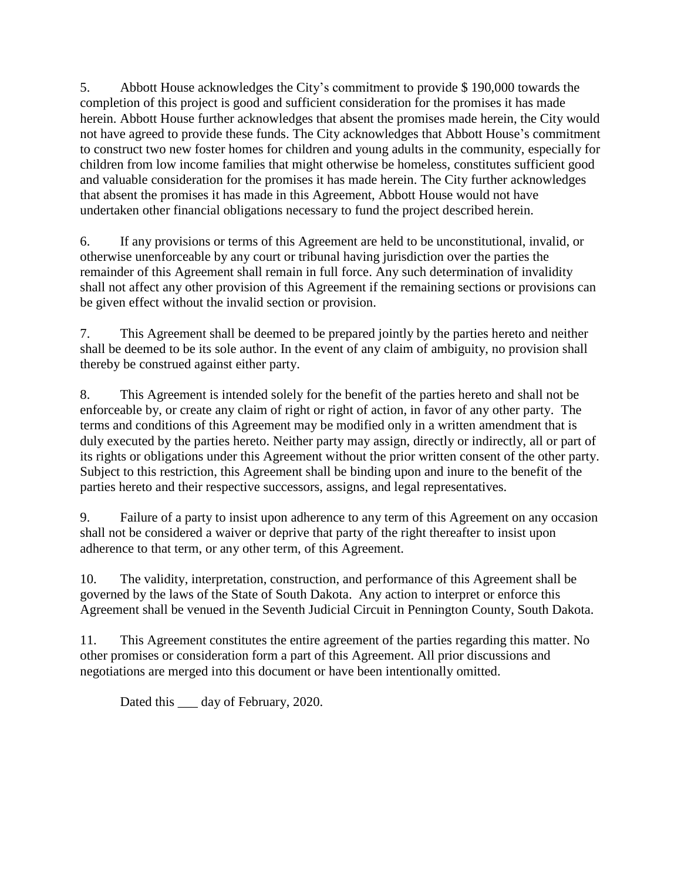5. Abbott House acknowledges the City's commitment to provide $ 190,000 towards the completion of this project is good and sufficient consideration for the promises it has made herein. Abbott House further acknowledges that absent the promises made herein, the City would not have agreed to provide these funds. The City acknowledges that Abbott House's commitment to construct two new foster homes for children and young adults in the community, especially for children from low income families that might otherwise be homeless, constitutes sufficient good and valuable consideration for the promises it has made herein. The City further acknowledges that absent the promises it has made in this Agreement, Abbott House would not have undertaken other financial obligations necessary to fund the project described herein.

6. If any provisions or terms of this Agreement are held to be unconstitutional, invalid, or otherwise unenforceable by any court or tribunal having jurisdiction over the parties the remainder of this Agreement shall remain in full force. Any such determination of invalidity shall not affect any other provision of this Agreement if the remaining sections or provisions can be given effect without the invalid section or provision.

7. This Agreement shall be deemed to be prepared jointly by the parties hereto and neither shall be deemed to be its sole author. In the event of any claim of ambiguity, no provision shall thereby be construed against either party.

8. This Agreement is intended solely for the benefit of the parties hereto and shall not be enforceable by, or create any claim of right or right of action, in favor of any other party. The terms and conditions of this Agreement may be modified only in a written amendment that is duly executed by the parties hereto. Neither party may assign, directly or indirectly, all or part of its rights or obligations under this Agreement without the prior written consent of the other party. Subject to this restriction, this Agreement shall be binding upon and inure to the benefit of the parties hereto and their respective successors, assigns, and legal representatives.

9. Failure of a party to insist upon adherence to any term of this Agreement on any occasion shall not be considered a waiver or deprive that party of the right thereafter to insist upon adherence to that term, or any other term, of this Agreement.

10. The validity, interpretation, construction, and performance of this Agreement shall be governed by the laws of the State of South Dakota. Any action to interpret or enforce this Agreement shall be venued in the Seventh Judicial Circuit in Pennington County, South Dakota.

11. This Agreement constitutes the entire agreement of the parties regarding this matter. No other promises or consideration form a part of this Agreement. All prior discussions and negotiations are merged into this document or have been intentionally omitted.

Dated this ___ day of February, 2020.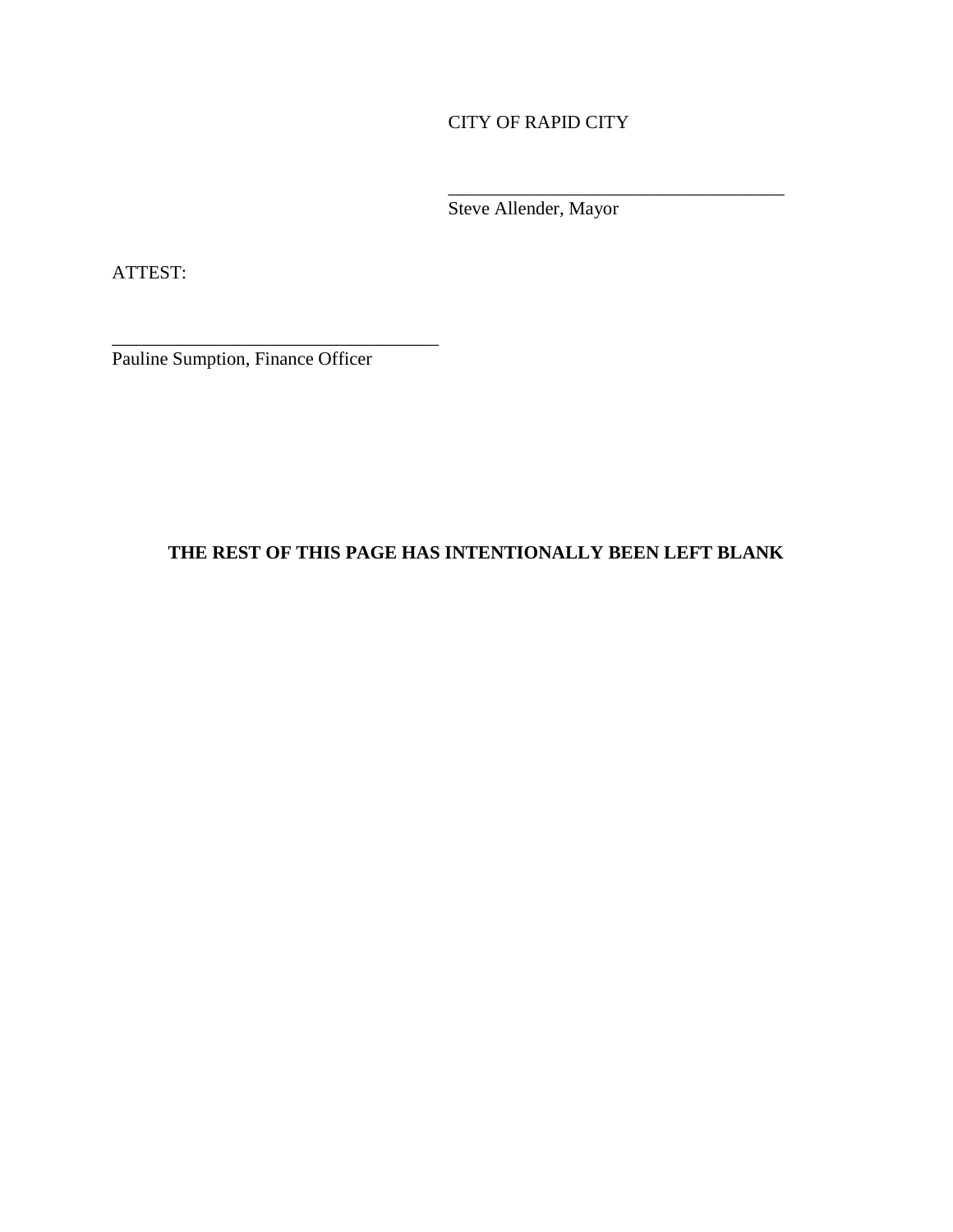CITY OF RAPID CITY

\_\_\_\_\_\_\_\_\_\_\_\_\_\_\_\_\_\_\_\_\_\_\_\_\_\_\_\_\_\_\_\_\_\_\_\_\_
Steve Allender, Mayor

ATTEST:

\_\_\_\_\_\_\_\_\_\_\_\_\_\_\_\_\_\_\_\_\_\_\_\_\_\_\_\_\_\_\_\_\_\_\_\_
Pauline Sumption, Finance Officer

**THE REST OF THIS PAGE HAS INTENTIONALLY BEEN LEFT BLANK**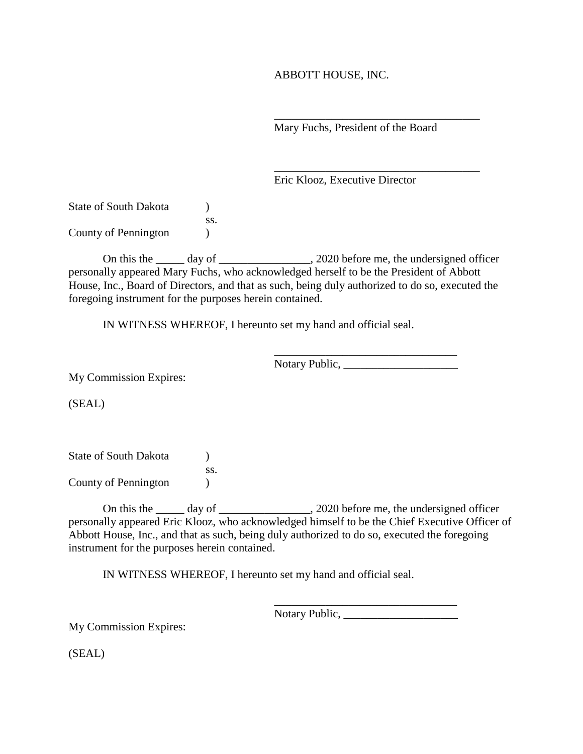ABBOTT HOUSE, INC.

_____________________________________
Mary Fuchs, President of the Board

_____________________________________
Eric Klooz, Executive Director

State of South Dakota )
ss.
County of Pennington )

On this the _____ day of ________________, 2020 before me, the undersigned officer personally appeared Mary Fuchs, who acknowledged herself to be the President of Abbott House, Inc., Board of Directors, and that as such, being duly authorized to do so, executed the foregoing instrument for the purposes herein contained.

IN WITNESS WHEREOF, I hereunto set my hand and official seal.

_________________________________
Notary Public, ____________________

My Commission Expires:

(SEAL)

State of South Dakota )
ss.
County of Pennington )

On this the _____ day of ________________, 2020 before me, the undersigned officer personally appeared Eric Klooz, who acknowledged himself to be the Chief Executive Officer of Abbott House, Inc., and that as such, being duly authorized to do so, executed the foregoing instrument for the purposes herein contained.

IN WITNESS WHEREOF, I hereunto set my hand and official seal.

_________________________________
Notary Public, ____________________

My Commission Expires:

(SEAL)